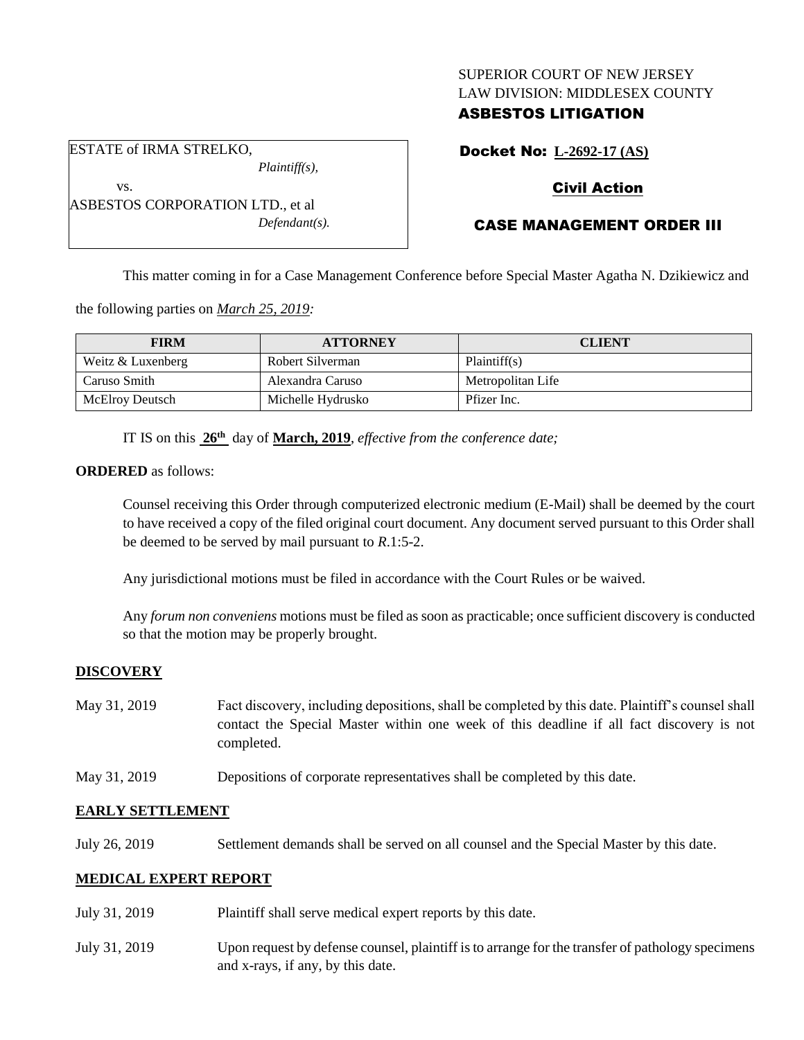SUPERIOR COURT OF NEW JERSEY
LAW DIVISION: MIDDLESEX COUNTY
**ASBESTOS LITIGATION**

ESTATE of IRMA STRELKO,
*Plaintiff(s),*
vs.
ASBESTOS CORPORATION LTD., et al
*Defendant(s).*

**Docket No: L-2692-17 (AS)**

**Civil Action**

**CASE MANAGEMENT ORDER III**

This matter coming in for a Case Management Conference before Special Master Agatha N. Dzikiewicz and the following parties on *March 25, 2019:*

| FIRM | ATTORNEY | CLIENT |
|---|---|---|
| Weitz & Luxenberg | Robert Silverman | Plaintiff(s) |
| Caruso Smith | Alexandra Caruso | Metropolitan Life |
| McElroy Deutsch | Michelle Hydrusko | Pfizer Inc. |

IT IS on this **26th** day of **March, 2019**, *effective from the conference date;*

**ORDERED** as follows:

Counsel receiving this Order through computerized electronic medium (E-Mail) shall be deemed by the court to have received a copy of the filed original court document. Any document served pursuant to this Order shall be deemed to be served by mail pursuant to *R*.1:5-2.

Any jurisdictional motions must be filed in accordance with the Court Rules or be waived.

Any *forum non conveniens* motions must be filed as soon as practicable; once sufficient discovery is conducted so that the motion may be properly brought.

## DISCOVERY

May 31, 2019 — Fact discovery, including depositions, shall be completed by this date. Plaintiff's counsel shall contact the Special Master within one week of this deadline if all fact discovery is not completed.

May 31, 2019 — Depositions of corporate representatives shall be completed by this date.

## EARLY SETTLEMENT

July 26, 2019 — Settlement demands shall be served on all counsel and the Special Master by this date.

## MEDICAL EXPERT REPORT

July 31, 2019 — Plaintiff shall serve medical expert reports by this date.

July 31, 2019 — Upon request by defense counsel, plaintiff is to arrange for the transfer of pathology specimens and x-rays, if any, by this date.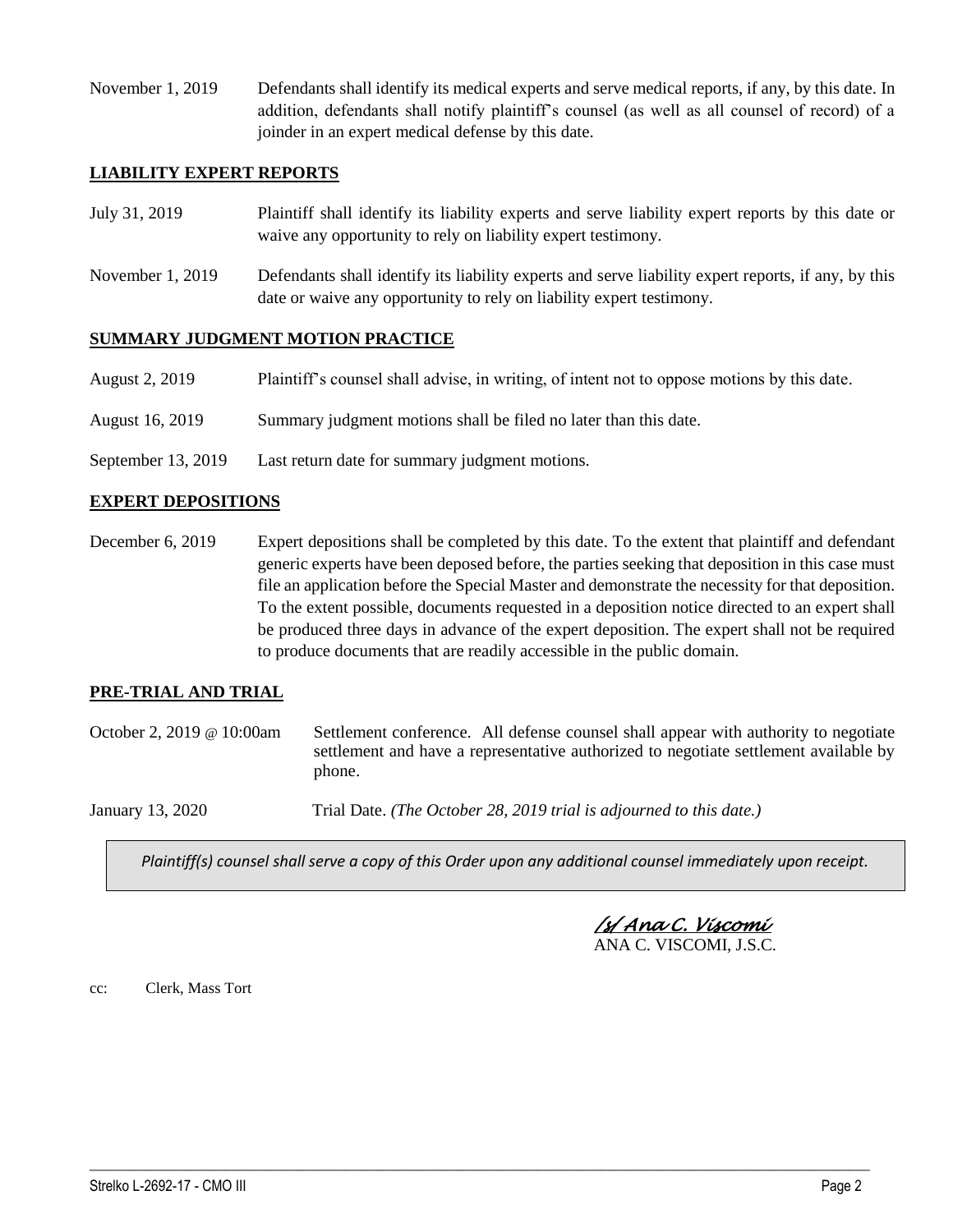| | |
|---|---|
| November 1, 2019 | Defendants shall identify its medical experts and serve medical reports, if any, by this date. In addition, defendants shall notify plaintiff's counsel (as well as all counsel of record) of a joinder in an expert medical defense by this date. |

## LIABILITY EXPERT REPORTS

| | |
|---|---|
| July 31, 2019 | Plaintiff shall identify its liability experts and serve liability expert reports by this date or waive any opportunity to rely on liability expert testimony. |
| November 1, 2019 | Defendants shall identify its liability experts and serve liability expert reports, if any, by this date or waive any opportunity to rely on liability expert testimony. |

## SUMMARY JUDGMENT MOTION PRACTICE

| | |
|---|---|
| August 2, 2019 | Plaintiff's counsel shall advise, in writing, of intent not to oppose motions by this date. |
| August 16, 2019 | Summary judgment motions shall be filed no later than this date. |
| September 13, 2019 | Last return date for summary judgment motions. |

## EXPERT DEPOSITIONS

| | |
|---|---|
| December 6, 2019 | Expert depositions shall be completed by this date. To the extent that plaintiff and defendant generic experts have been deposed before, the parties seeking that deposition in this case must file an application before the Special Master and demonstrate the necessity for that deposition. To the extent possible, documents requested in a deposition notice directed to an expert shall be produced three days in advance of the expert deposition. The expert shall not be required to produce documents that are readily accessible in the public domain. |

## PRE-TRIAL AND TRIAL

| | |
|---|---|
| October 2, 2019 @ 10:00am | Settlement conference. All defense counsel shall appear with authority to negotiate settlement and have a representative authorized to negotiate settlement available by phone. |
| January 13, 2020 | Trial Date. *(The October 28, 2019 trial is adjourned to this date.)* |

*Plaintiff(s) counsel shall serve a copy of this Order upon any additional counsel immediately upon receipt.*

*/s/ Ana C. Viscomi*
ANA C. VISCOMI, J.S.C.

cc: Clerk, Mass Tort